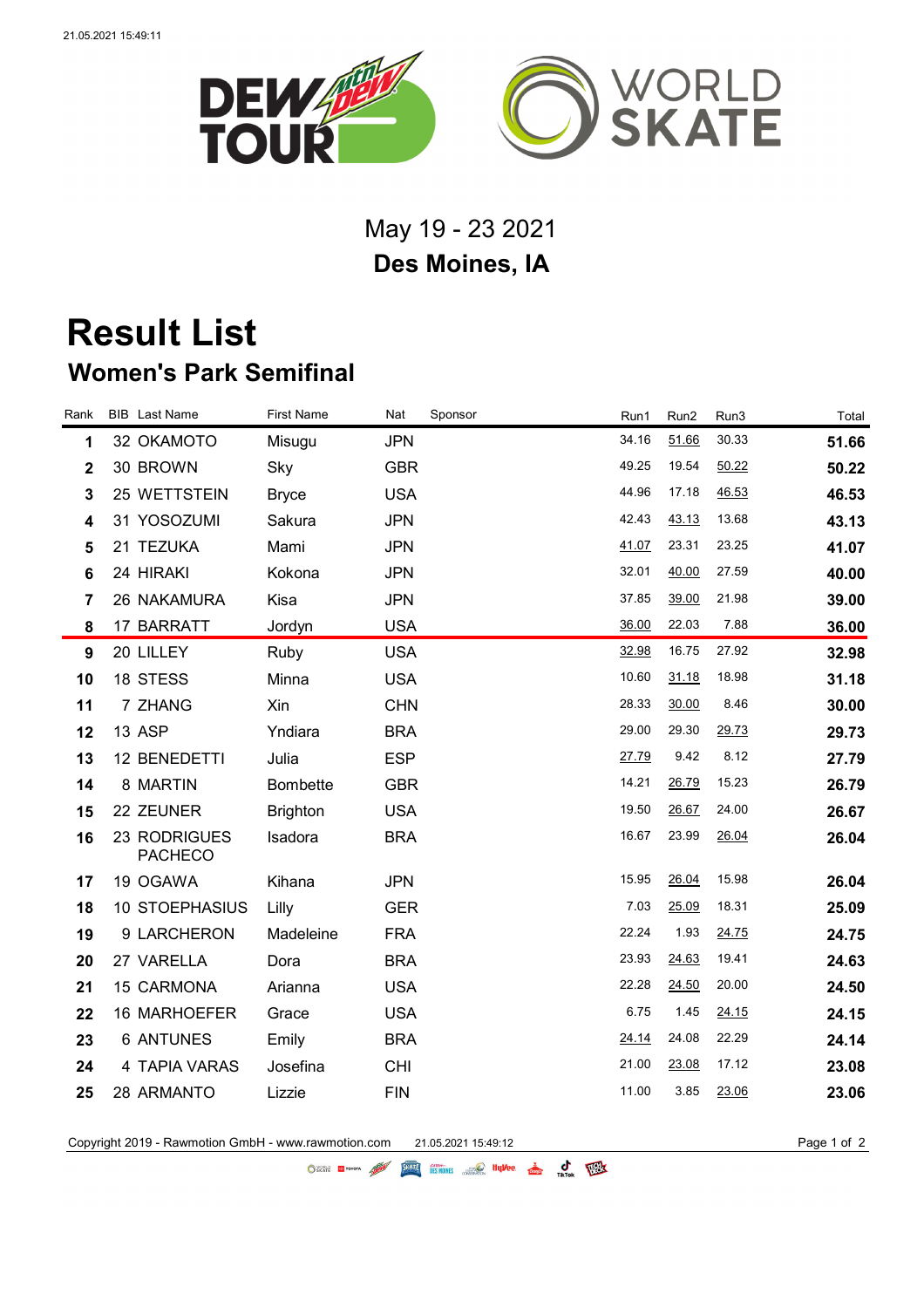May 19 - 23 2021

**Des Moines, IA**

# Result List

## Women's Park Semifinal

| Rank | BIB | Last Name | First Name | Nat | Sponsor | Run1 | Run2 | Run3 | Total |
|---|---|---|---|---|---|---|---|---|---|
| **1** | 32 | OKAMOTO | Misugu | JPN | | 34.16 | 51.66 | 30.33 | **51.66** |
| **2** | 30 | BROWN | Sky | GBR | | 49.25 | 19.54 | 50.22 | **50.22** |
| **3** | 25 | WETTSTEIN | Bryce | USA | | 44.96 | 17.18 | 46.53 | **46.53** |
| **4** | 31 | YOSOZUMI | Sakura | JPN | | 42.43 | 43.13 | 13.68 | **43.13** |
| **5** | 21 | TEZUKA | Mami | JPN | | 41.07 | 23.31 | 23.25 | **41.07** |
| **6** | 24 | HIRAKI | Kokona | JPN | | 32.01 | 40.00 | 27.59 | **40.00** |
| **7** | 26 | NAKAMURA | Kisa | JPN | | 37.85 | 39.00 | 21.98 | **39.00** |
| **8** | 17 | BARRATT | Jordyn | USA | | 36.00 | 22.03 | 7.88 | **36.00** |
| **9** | 20 | LILLEY | Ruby | USA | | 32.98 | 16.75 | 27.92 | **32.98** |
| **10** | 18 | STESS | Minna | USA | | 10.60 | 31.18 | 18.98 | **31.18** |
| **11** | 7 | ZHANG | Xin | CHN | | 28.33 | 30.00 | 8.46 | **30.00** |
| **12** | 13 | ASP | Yndiara | BRA | | 29.00 | 29.30 | 29.73 | **29.73** |
| **13** | 12 | BENEDETTI | Julia | ESP | | 27.79 | 9.42 | 8.12 | **27.79** |
| **14** | 8 | MARTIN | Bombette | GBR | | 14.21 | 26.79 | 15.23 | **26.79** |
| **15** | 22 | ZEUNER | Brighton | USA | | 19.50 | 26.67 | 24.00 | **26.67** |
| **16** | 23 | RODRIGUES PACHECO | Isadora | BRA | | 16.67 | 23.99 | 26.04 | **26.04** |
| **17** | 19 | OGAWA | Kihana | JPN | | 15.95 | 26.04 | 15.98 | **26.04** |
| **18** | 10 | STOEPHASIUS | Lilly | GER | | 7.03 | 25.09 | 18.31 | **25.09** |
| **19** | 9 | LARCHERON | Madeleine | FRA | | 22.24 | 1.93 | 24.75 | **24.75** |
| **20** | 27 | VARELLA | Dora | BRA | | 23.93 | 24.63 | 19.41 | **24.63** |
| **21** | 15 | CARMONA | Arianna | USA | | 22.28 | 24.50 | 20.00 | **24.50** |
| **22** | 16 | MARHOEFER | Grace | USA | | 6.75 | 1.45 | 24.15 | **24.15** |
| **23** | 6 | ANTUNES | Emily | BRA | | 24.14 | 24.08 | 22.29 | **24.14** |
| **24** | 4 | TAPIA VARAS | Josefina | CHI | | 21.00 | 23.08 | 17.12 | **23.08** |
| **25** | 28 | ARMANTO | Lizzie | FIN | | 11.00 | 3.85 | 23.06 | **23.06** |

Copyright 2019 - Rawmotion GmbH - www.rawmotion.com 21.05.2021 15:49:12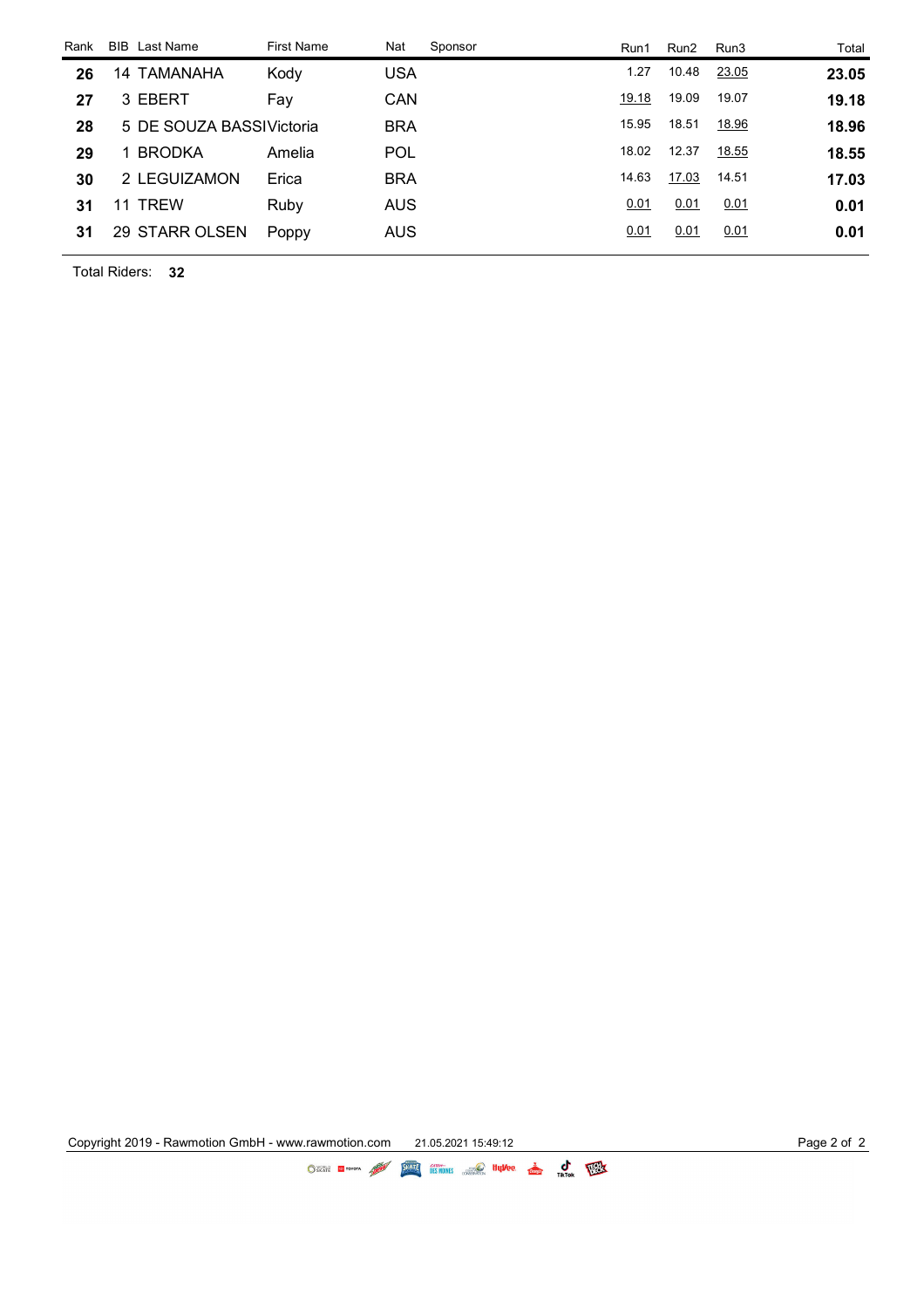| Rank | BIB | Last Name | First Name | Nat | Sponsor | Run1 | Run2 | Run3 | Total |
|---|---|---|---|---|---|---|---|---|---|
| **26** | 14 | TAMANAHA | Kody | USA | | 1.27 | 10.48 | 23.05 | **23.05** |
| **27** | 3 | EBERT | Fay | CAN | | 19.18 | 19.09 | 19.07 | **19.18** |
| **28** | 5 | DE SOUZA BASSI | Victoria | BRA | | 15.95 | 18.51 | 18.96 | **18.96** |
| **29** | 1 | BRODKA | Amelia | POL | | 18.02 | 12.37 | 18.55 | **18.55** |
| **30** | 2 | LEGUIZAMON | Erica | BRA | | 14.63 | 17.03 | 14.51 | **17.03** |
| **31** | 11 | TREW | Ruby | AUS | | 0.01 | 0.01 | 0.01 | **0.01** |
| **31** | 29 | STARR OLSEN | Poppy | AUS | | 0.01 | 0.01 | 0.01 | **0.01** |

Total Riders: **32**

Copyright 2019 - Rawmotion GmbH - www.rawmotion.com 21.05.2021 15:49:12